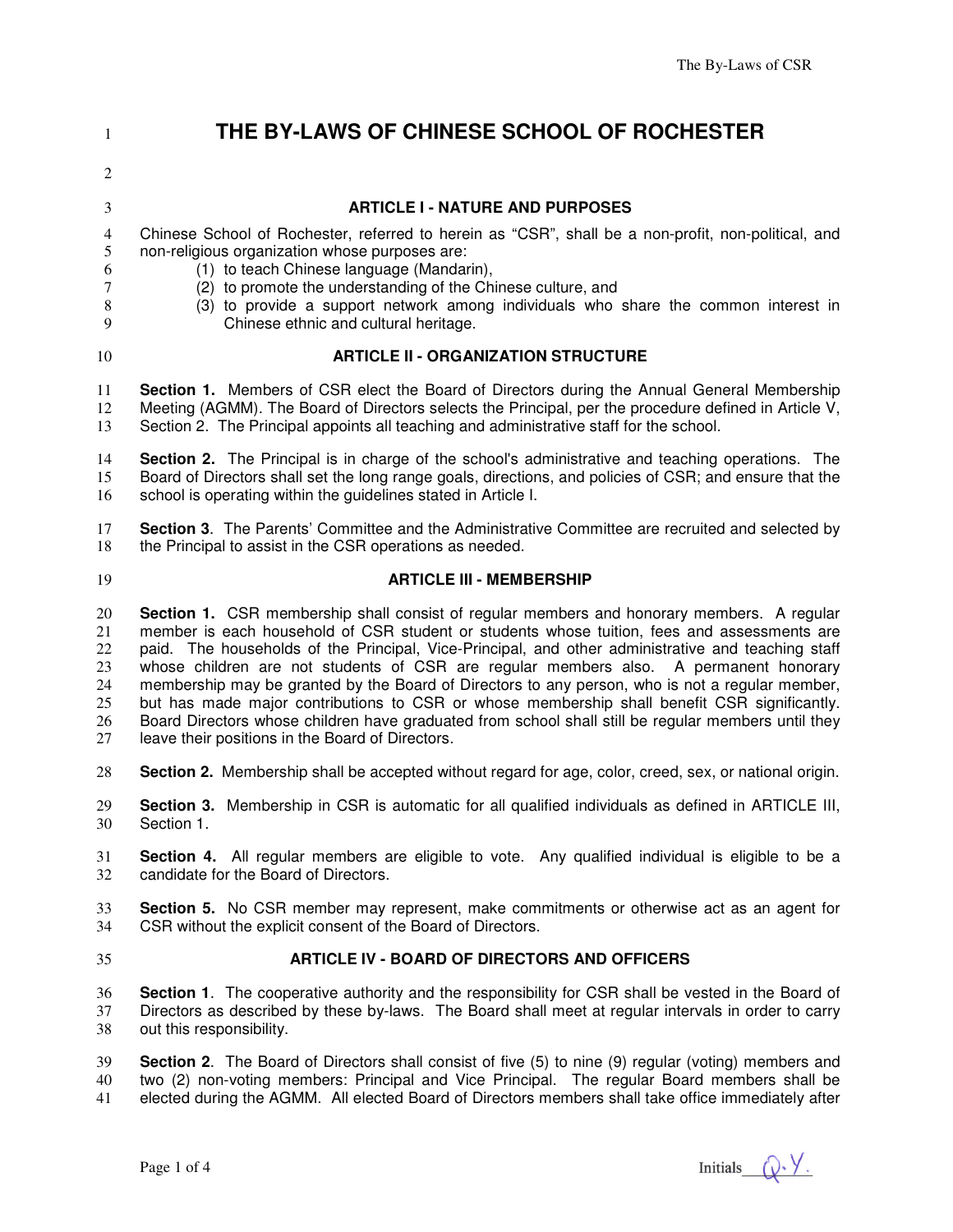# THE BY-LAWS OF CHINESE SCHOOL OF ROCHESTER

## ARTICLE I - NATURE AND PURPOSES

Chinese School of Rochester, referred to herein as "CSR", shall be a non-profit, non-political, and non-religious organization whose purposes are:

(1) to teach Chinese language (Mandarin),
(2) to promote the understanding of the Chinese culture, and
(3) to provide a support network among individuals who share the common interest in Chinese ethnic and cultural heritage.

## ARTICLE II - ORGANIZATION STRUCTURE

**Section 1.** Members of CSR elect the Board of Directors during the Annual General Membership Meeting (AGMM). The Board of Directors selects the Principal, per the procedure defined in Article V, Section 2. The Principal appoints all teaching and administrative staff for the school.

**Section 2.** The Principal is in charge of the school's administrative and teaching operations. The Board of Directors shall set the long range goals, directions, and policies of CSR; and ensure that the school is operating within the guidelines stated in Article I.

**Section 3**. The Parents' Committee and the Administrative Committee are recruited and selected by the Principal to assist in the CSR operations as needed.

## ARTICLE III - MEMBERSHIP

**Section 1.** CSR membership shall consist of regular members and honorary members. A regular member is each household of CSR student or students whose tuition, fees and assessments are paid. The households of the Principal, Vice-Principal, and other administrative and teaching staff whose children are not students of CSR are regular members also. A permanent honorary membership may be granted by the Board of Directors to any person, who is not a regular member, but has made major contributions to CSR or whose membership shall benefit CSR significantly. Board Directors whose children have graduated from school shall still be regular members until they leave their positions in the Board of Directors.

**Section 2.** Membership shall be accepted without regard for age, color, creed, sex, or national origin.

**Section 3.** Membership in CSR is automatic for all qualified individuals as defined in ARTICLE III, Section 1.

**Section 4.** All regular members are eligible to vote. Any qualified individual is eligible to be a candidate for the Board of Directors.

**Section 5.** No CSR member may represent, make commitments or otherwise act as an agent for CSR without the explicit consent of the Board of Directors.

## ARTICLE IV - BOARD OF DIRECTORS AND OFFICERS

**Section 1**. The cooperative authority and the responsibility for CSR shall be vested in the Board of Directors as described by these by-laws. The Board shall meet at regular intervals in order to carry out this responsibility.

**Section 2**. The Board of Directors shall consist of five (5) to nine (9) regular (voting) members and two (2) non-voting members: Principal and Vice Principal. The regular Board members shall be elected during the AGMM. All elected Board of Directors members shall take office immediately after

Initials Q.Y.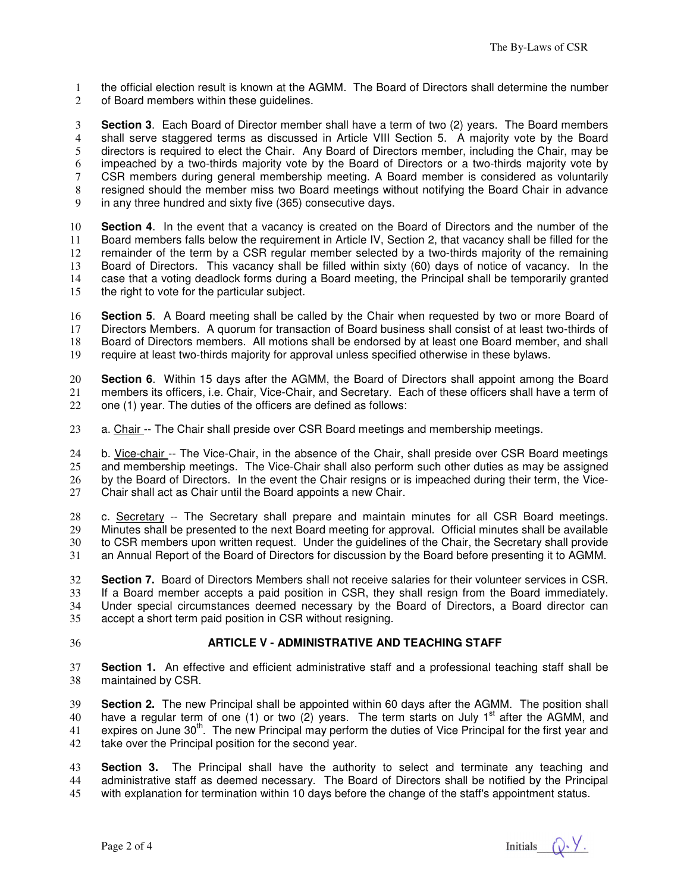the official election result is known at the AGMM. The Board of Directors shall determine the number of Board members within these guidelines.

**Section 3**. Each Board of Director member shall have a term of two (2) years. The Board members shall serve staggered terms as discussed in Article VIII Section 5. A majority vote by the Board directors is required to elect the Chair. Any Board of Directors member, including the Chair, may be impeached by a two-thirds majority vote by the Board of Directors or a two-thirds majority vote by CSR members during general membership meeting. A Board member is considered as voluntarily resigned should the member miss two Board meetings without notifying the Board Chair in advance in any three hundred and sixty five (365) consecutive days.

**Section 4**. In the event that a vacancy is created on the Board of Directors and the number of the Board members falls below the requirement in Article IV, Section 2, that vacancy shall be filled for the remainder of the term by a CSR regular member selected by a two-thirds majority of the remaining Board of Directors. This vacancy shall be filled within sixty (60) days of notice of vacancy. In the case that a voting deadlock forms during a Board meeting, the Principal shall be temporarily granted the right to vote for the particular subject.

**Section 5**. A Board meeting shall be called by the Chair when requested by two or more Board of Directors Members. A quorum for transaction of Board business shall consist of at least two-thirds of Board of Directors members. All motions shall be endorsed by at least one Board member, and shall require at least two-thirds majority for approval unless specified otherwise in these bylaws.

**Section 6**. Within 15 days after the AGMM, the Board of Directors shall appoint among the Board members its officers, i.e. Chair, Vice-Chair, and Secretary. Each of these officers shall have a term of one (1) year. The duties of the officers are defined as follows:

a. Chair -- The Chair shall preside over CSR Board meetings and membership meetings.

b. Vice-chair -- The Vice-Chair, in the absence of the Chair, shall preside over CSR Board meetings and membership meetings. The Vice-Chair shall also perform such other duties as may be assigned by the Board of Directors. In the event the Chair resigns or is impeached during their term, the Vice-Chair shall act as Chair until the Board appoints a new Chair.

c. Secretary -- The Secretary shall prepare and maintain minutes for all CSR Board meetings. Minutes shall be presented to the next Board meeting for approval. Official minutes shall be available to CSR members upon written request. Under the guidelines of the Chair, the Secretary shall provide an Annual Report of the Board of Directors for discussion by the Board before presenting it to AGMM.

**Section 7.** Board of Directors Members shall not receive salaries for their volunteer services in CSR. If a Board member accepts a paid position in CSR, they shall resign from the Board immediately. Under special circumstances deemed necessary by the Board of Directors, a Board director can accept a short term paid position in CSR without resigning.

## ARTICLE V - ADMINISTRATIVE AND TEACHING STAFF

**Section 1.** An effective and efficient administrative staff and a professional teaching staff shall be maintained by CSR.

**Section 2.** The new Principal shall be appointed within 60 days after the AGMM. The position shall have a regular term of one (1) or two (2) years. The term starts on July 1st after the AGMM, and expires on June 30th. The new Principal may perform the duties of Vice Principal for the first year and take over the Principal position for the second year.

**Section 3.** The Principal shall have the authority to select and terminate any teaching and administrative staff as deemed necessary. The Board of Directors shall be notified by the Principal with explanation for termination within 10 days before the change of the staff's appointment status.

Initials Q.Y.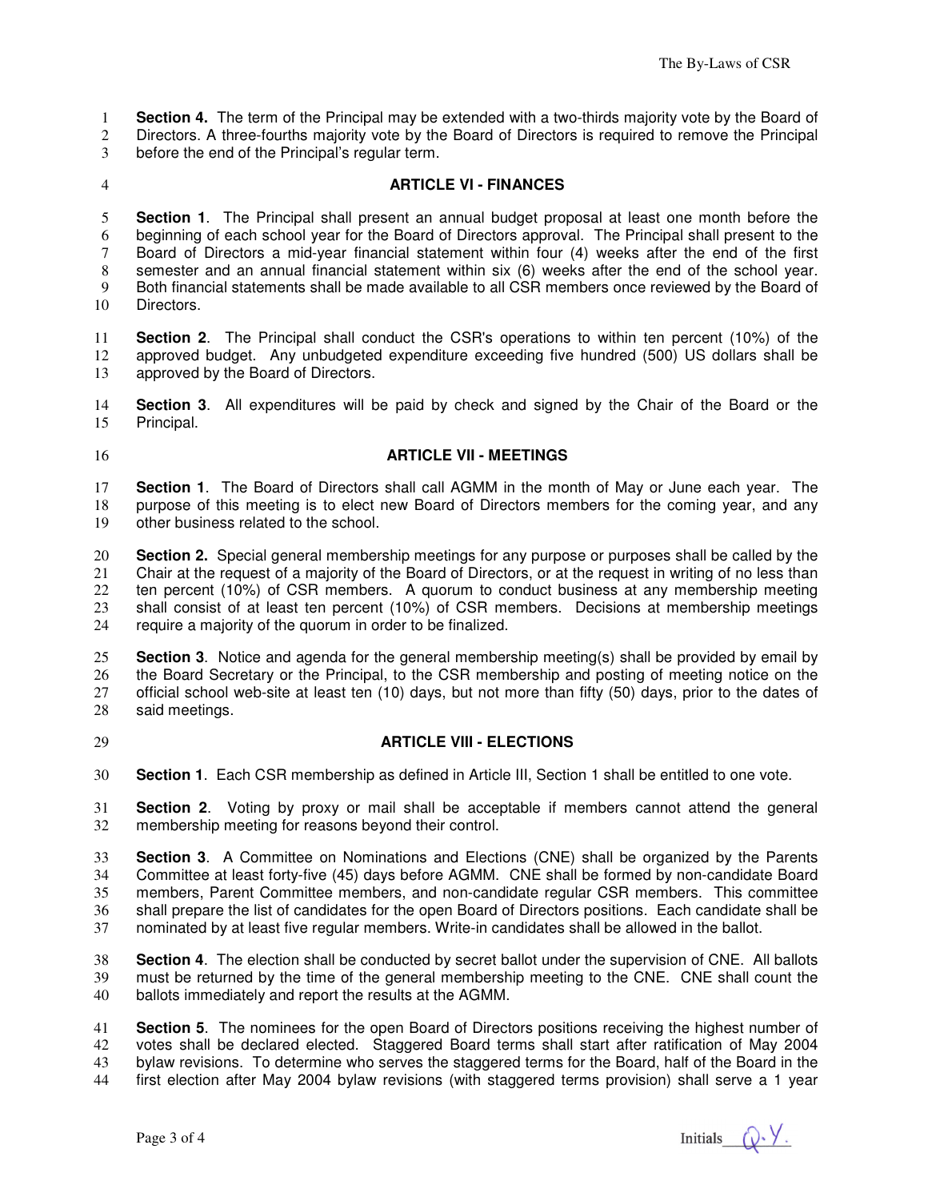**Section 4.** The term of the Principal may be extended with a two-thirds majority vote by the Board of Directors. A three-fourths majority vote by the Board of Directors is required to remove the Principal before the end of the Principal's regular term.

## ARTICLE VI - FINANCES

**Section 1**. The Principal shall present an annual budget proposal at least one month before the beginning of each school year for the Board of Directors approval. The Principal shall present to the Board of Directors a mid-year financial statement within four (4) weeks after the end of the first semester and an annual financial statement within six (6) weeks after the end of the school year. Both financial statements shall be made available to all CSR members once reviewed by the Board of Directors.

**Section 2**. The Principal shall conduct the CSR's operations to within ten percent (10%) of the approved budget. Any unbudgeted expenditure exceeding five hundred (500) US dollars shall be approved by the Board of Directors.

**Section 3**. All expenditures will be paid by check and signed by the Chair of the Board or the Principal.

## ARTICLE VII - MEETINGS

**Section 1**. The Board of Directors shall call AGMM in the month of May or June each year. The purpose of this meeting is to elect new Board of Directors members for the coming year, and any other business related to the school.

**Section 2.** Special general membership meetings for any purpose or purposes shall be called by the Chair at the request of a majority of the Board of Directors, or at the request in writing of no less than ten percent (10%) of CSR members. A quorum to conduct business at any membership meeting shall consist of at least ten percent (10%) of CSR members. Decisions at membership meetings require a majority of the quorum in order to be finalized.

**Section 3**. Notice and agenda for the general membership meeting(s) shall be provided by email by the Board Secretary or the Principal, to the CSR membership and posting of meeting notice on the official school web-site at least ten (10) days, but not more than fifty (50) days, prior to the dates of said meetings.

## ARTICLE VIII - ELECTIONS

**Section 1**. Each CSR membership as defined in Article III, Section 1 shall be entitled to one vote.

**Section 2**. Voting by proxy or mail shall be acceptable if members cannot attend the general membership meeting for reasons beyond their control.

**Section 3**. A Committee on Nominations and Elections (CNE) shall be organized by the Parents Committee at least forty-five (45) days before AGMM. CNE shall be formed by non-candidate Board members, Parent Committee members, and non-candidate regular CSR members. This committee shall prepare the list of candidates for the open Board of Directors positions. Each candidate shall be nominated by at least five regular members. Write-in candidates shall be allowed in the ballot.

**Section 4**. The election shall be conducted by secret ballot under the supervision of CNE. All ballots must be returned by the time of the general membership meeting to the CNE. CNE shall count the ballots immediately and report the results at the AGMM.

**Section 5**. The nominees for the open Board of Directors positions receiving the highest number of votes shall be declared elected. Staggered Board terms shall start after ratification of May 2004 bylaw revisions. To determine who serves the staggered terms for the Board, half of the Board in the first election after May 2004 bylaw revisions (with staggered terms provision) shall serve a 1 year

Initials Q.Y.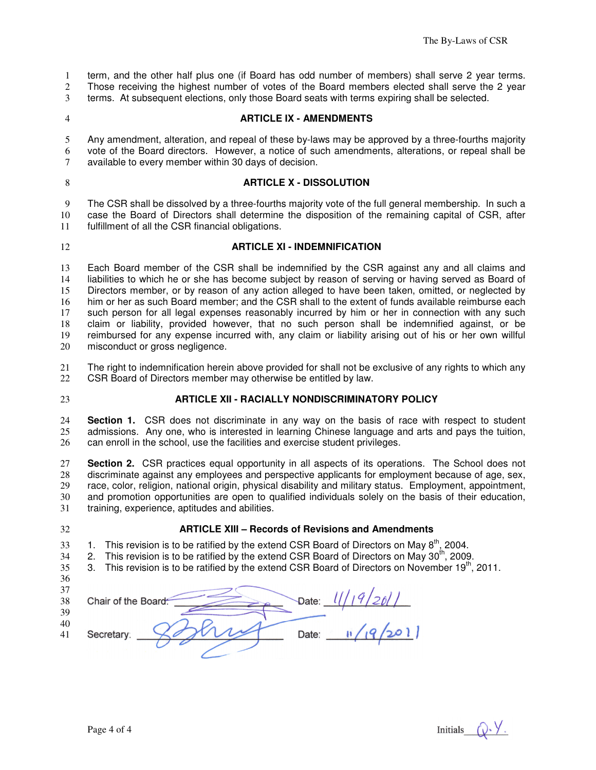term, and the other half plus one (if Board has odd number of members) shall serve 2 year terms. Those receiving the highest number of votes of the Board members elected shall serve the 2 year terms. At subsequent elections, only those Board seats with terms expiring shall be selected.

## ARTICLE IX - AMENDMENTS

Any amendment, alteration, and repeal of these by-laws may be approved by a three-fourths majority vote of the Board directors. However, a notice of such amendments, alterations, or repeal shall be available to every member within 30 days of decision.

## ARTICLE X - DISSOLUTION

The CSR shall be dissolved by a three-fourths majority vote of the full general membership. In such a case the Board of Directors shall determine the disposition of the remaining capital of CSR, after fulfillment of all the CSR financial obligations.

## ARTICLE XI - INDEMNIFICATION

Each Board member of the CSR shall be indemnified by the CSR against any and all claims and liabilities to which he or she has become subject by reason of serving or having served as Board of Directors member, or by reason of any action alleged to have been taken, omitted, or neglected by him or her as such Board member; and the CSR shall to the extent of funds available reimburse each such person for all legal expenses reasonably incurred by him or her in connection with any such claim or liability, provided however, that no such person shall be indemnified against, or be reimbursed for any expense incurred with, any claim or liability arising out of his or her own willful misconduct or gross negligence.

The right to indemnification herein above provided for shall not be exclusive of any rights to which any CSR Board of Directors member may otherwise be entitled by law.

## ARTICLE XII - RACIALLY NONDISCRIMINATORY POLICY

**Section 1.** CSR does not discriminate in any way on the basis of race with respect to student admissions. Any one, who is interested in learning Chinese language and arts and pays the tuition, can enroll in the school, use the facilities and exercise student privileges.

**Section 2.** CSR practices equal opportunity in all aspects of its operations. The School does not discriminate against any employees and perspective applicants for employment because of age, sex, race, color, religion, national origin, physical disability and military status. Employment, appointment, and promotion opportunities are open to qualified individuals solely on the basis of their education, training, experience, aptitudes and abilities.

## ARTICLE XIII – Records of Revisions and Amendments

1. This revision is to be ratified by the extend CSR Board of Directors on May 8th, 2004.
2. This revision is to be ratified by the extend CSR Board of Directors on May 30th, 2009.
3. This revision is to be ratified by the extend CSR Board of Directors on November 19th, 2011.

Chair of the Board: [signature] Date: 11/19/2011

Secretary: [signature] Date: 11/19/2011

Initials Q.Y.